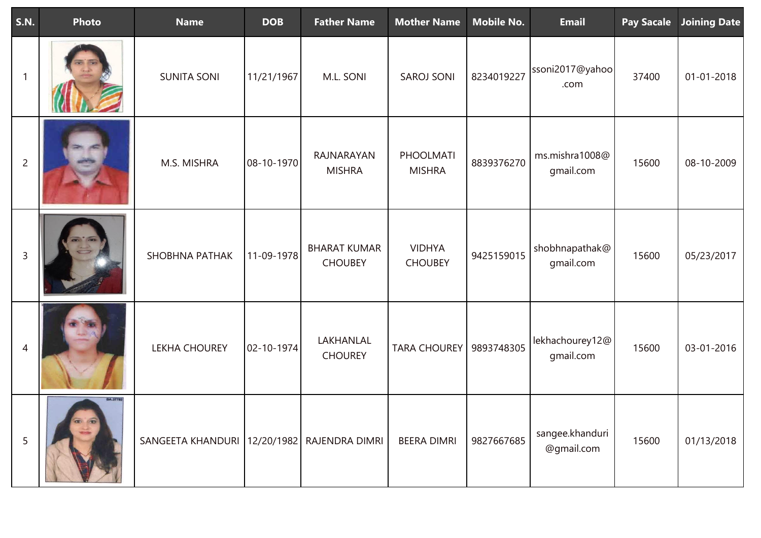| S.N. | Photo | Name | DOB | Father Name | Mother Name | Mobile No. | Email | Pay Sacale | Joining Date |
|---|---|---|---|---|---|---|---|---|---|
| 1 | | SUNITA SONI | 11/21/1967 | M.L. SONI | SAROJ SONI | 8234019227 | ssoni2017@yahoo.com | 37400 | 01-01-2018 |
| 2 | | M.S. MISHRA | 08-10-1970 | RAJNARAYAN MISHRA | PHOOLMATI MISHRA | 8839376270 | ms.mishra1008@gmail.com | 15600 | 08-10-2009 |
| 3 | | SHOBHNA PATHAK | 11-09-1978 | BHARAT KUMAR CHOUBEY | VIDHYA CHOUBEY | 9425159015 | shobhnapathak@gmail.com | 15600 | 05/23/2017 |
| 4 | | LEKHA CHOUREY | 02-10-1974 | LAKHANLAL CHOUREY | TARA CHOUREY | 9893748305 | lekhachourey12@gmail.com | 15600 | 03-01-2016 |
| 5 | | SANGEETA KHANDURI | 12/20/1982 | RAJENDRA DIMRI | BEERA DIMRI | 9827667685 | sangee.khanduri@gmail.com | 15600 | 01/13/2018 |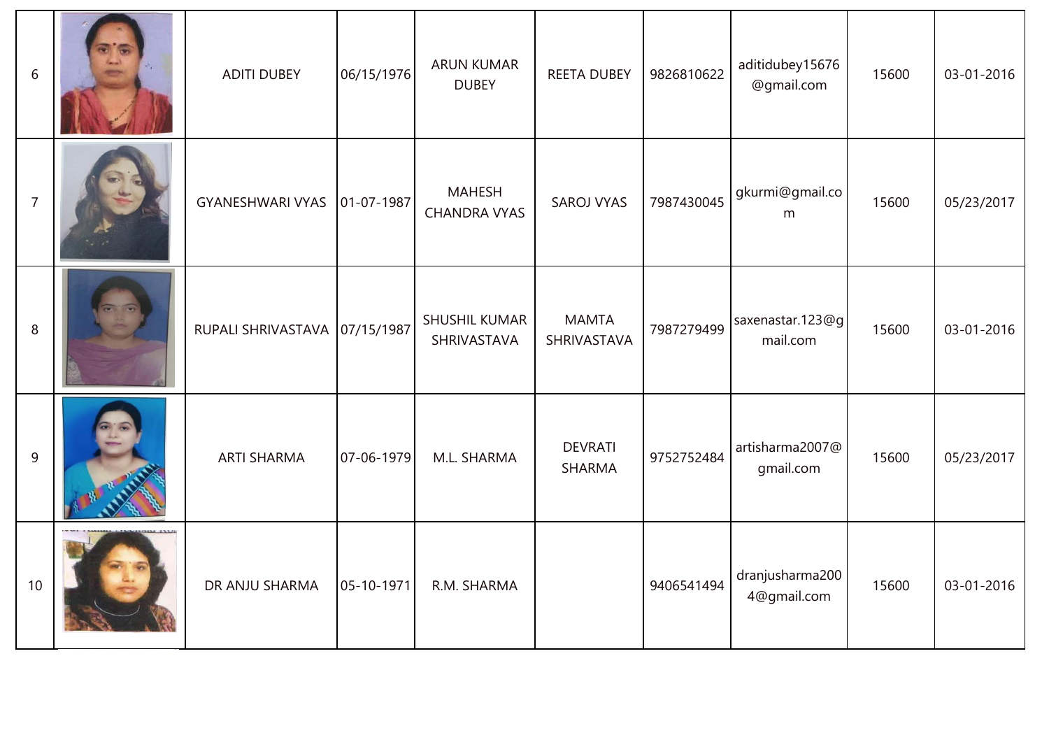| | | | | | | | | | |
|---|---|---|---|---|---|---|---|---|---|
| 6 | | ADITI DUBEY | 06/15/1976 | ARUN KUMAR DUBEY | REETA DUBEY | 9826810622 | aditidubey15676@gmail.com | 15600 | 03-01-2016 |
| 7 | | GYANESHWARI VYAS | 01-07-1987 | MAHESH CHANDRA VYAS | SAROJ VYAS | 7987430045 | gkurmi@gmail.com | 15600 | 05/23/2017 |
| 8 | | RUPALI SHRIVASTAVA | 07/15/1987 | SHUSHIL KUMAR SHRIVASTAVA | MAMTA SHRIVASTAVA | 7987279499 | saxenastar.123@gmail.com | 15600 | 03-01-2016 |
| 9 | | ARTI SHARMA | 07-06-1979 | M.L. SHARMA | DEVRATI SHARMA | 9752752484 | artisharma2007@gmail.com | 15600 | 05/23/2017 |
| 10 | | DR ANJU SHARMA | 05-10-1971 | R.M. SHARMA | | 9406541494 | dranjusharma2004@gmail.com | 15600 | 03-01-2016 |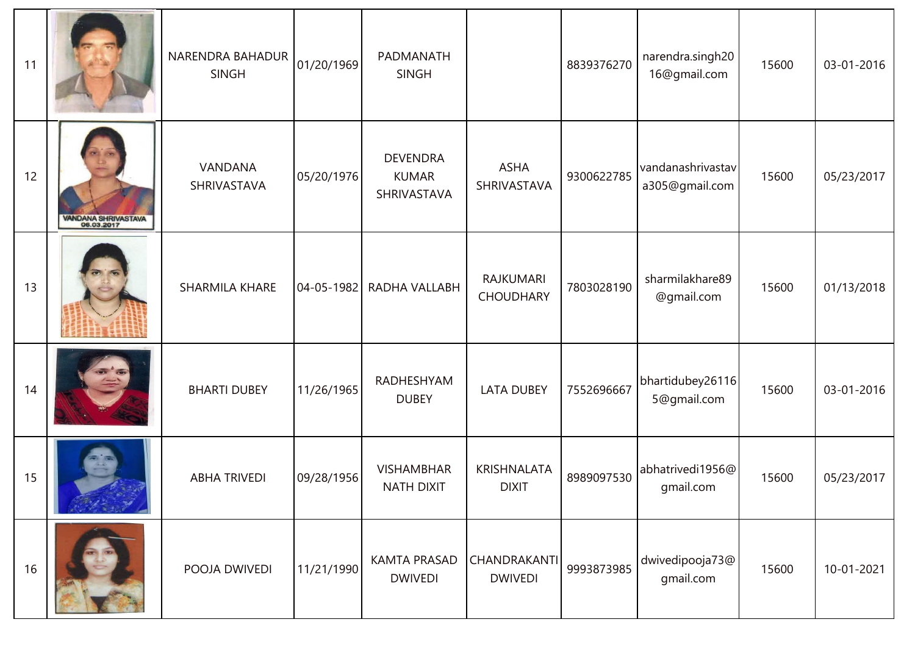| | | | | | | | | | |
|---|---|---|---|---|---|---|---|---|---|
| 11 | | NARENDRA BAHADUR SINGH | 01/20/1969 | PADMANATH SINGH | | 8839376270 | narendra.singh2016@gmail.com | 15600 | 03-01-2016 |
| 12 | | VANDANA SHRIVASTAVA | 05/20/1976 | DEVENDRA KUMAR SHRIVASTAVA | ASHA SHRIVASTAVA | 9300622785 | vandanashrivastava305@gmail.com | 15600 | 05/23/2017 |
| 13 | | SHARMILA KHARE | 04-05-1982 | RADHA VALLABH | RAJKUMARI CHOUDHARY | 7803028190 | sharmilakhare89@gmail.com | 15600 | 01/13/2018 |
| 14 | | BHARTI DUBEY | 11/26/1965 | RADHESHYAM DUBEY | LATA DUBEY | 7552696667 | bhartidubey261165@gmail.com | 15600 | 03-01-2016 |
| 15 | | ABHA TRIVEDI | 09/28/1956 | VISHAMBHAR NATH DIXIT | KRISHNALATA DIXIT | 8989097530 | abhatrivedi1956@gmail.com | 15600 | 05/23/2017 |
| 16 | | POOJA DWIVEDI | 11/21/1990 | KAMTA PRASAD DWIVEDI | CHANDRAKANTI DWIVEDI | 9993873985 | dwivedipooja73@gmail.com | 15600 | 10-01-2021 |